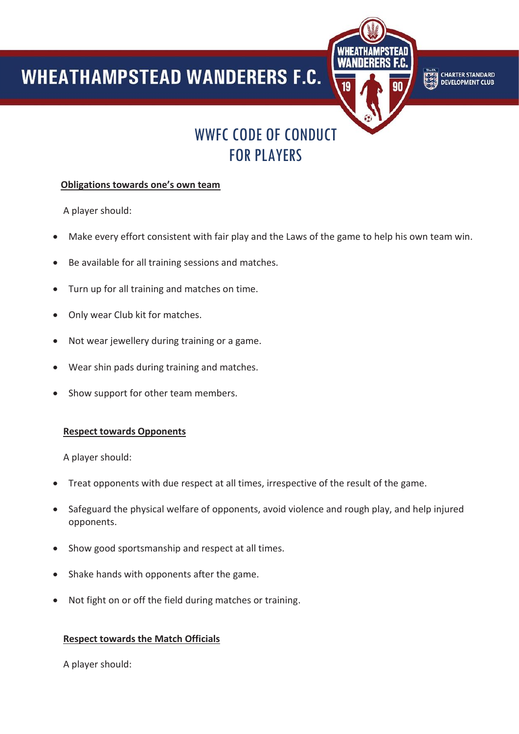# WHEATHAMPSTEAD WANDERERS F.C.

CHARTER STANDARD DEVELOPMENT CLUB

## WWFC CODE OF CONDUCT FOR PLAYERS

**Obligations towards one's own team**

A player should:

- Make every effort consistent with fair play and the Laws of the game to help his own team win.
- Be available for all training sessions and matches.
- Turn up for all training and matches on time.
- Only wear Club kit for matches.
- Not wear jewellery during training or a game.
- Wear shin pads during training and matches.
- Show support for other team members.

**Respect towards Opponents**

A player should:

- Treat opponents with due respect at all times, irrespective of the result of the game.
- Safeguard the physical welfare of opponents, avoid violence and rough play, and help injured opponents.
- Show good sportsmanship and respect at all times.
- Shake hands with opponents after the game.
- Not fight on or off the field during matches or training.

**Respect towards the Match Officials**

A player should: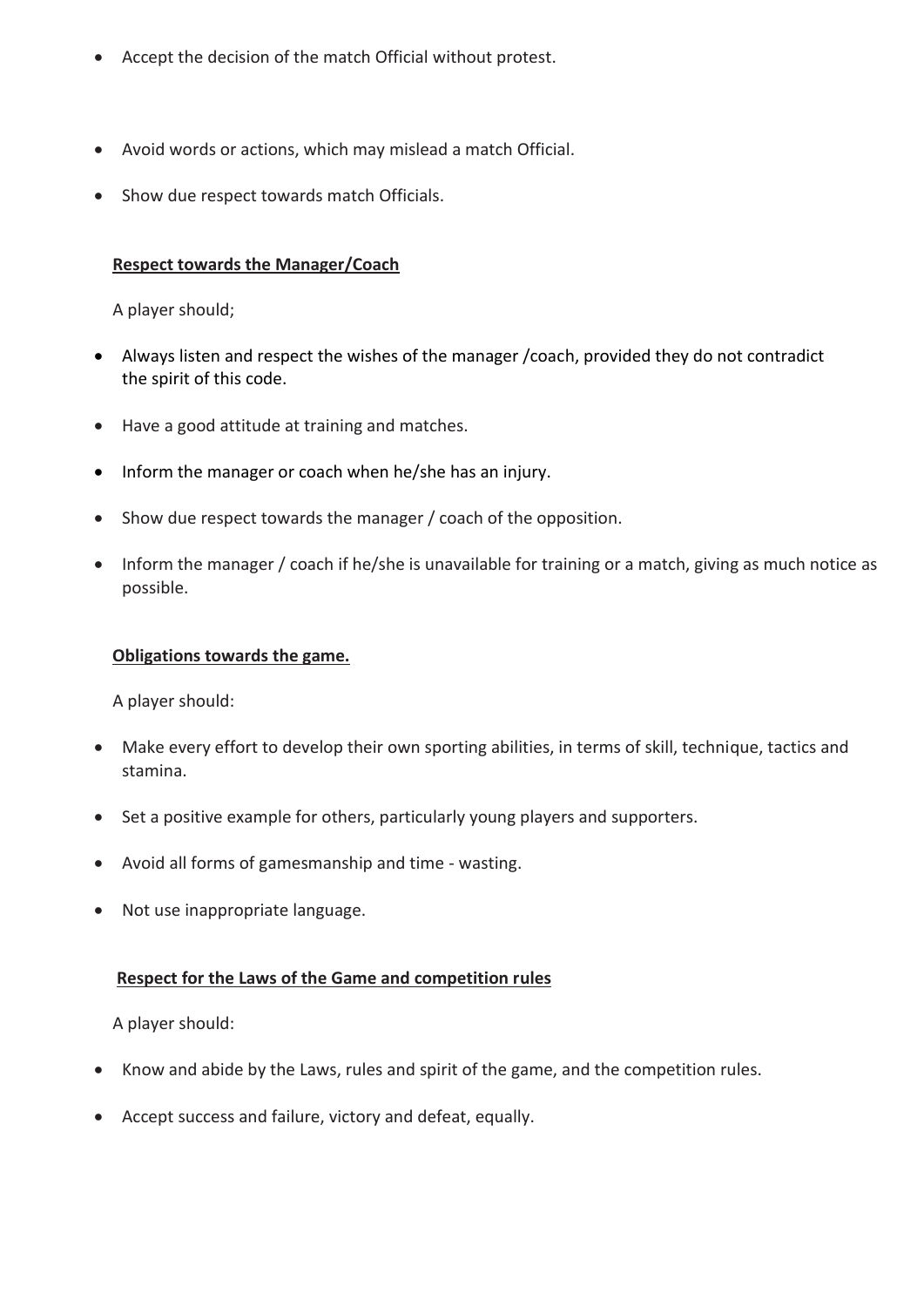- Accept the decision of the match Official without protest.
- Avoid words or actions, which may mislead a match Official.
- Show due respect towards match Officials.

**Respect towards the Manager/Coach**

A player should;

- Always listen and respect the wishes of the manager /coach, provided they do not contradict the spirit of this code.
- Have a good attitude at training and matches.
- Inform the manager or coach when he/she has an injury.
- Show due respect towards the manager / coach of the opposition.
- Inform the manager / coach if he/she is unavailable for training or a match, giving as much notice as possible.

**Obligations towards the game.**

A player should:

- Make every effort to develop their own sporting abilities, in terms of skill, technique, tactics and stamina.
- Set a positive example for others, particularly young players and supporters.
- Avoid all forms of gamesmanship and time - wasting.
- Not use inappropriate language.

**Respect for the Laws of the Game and competition rules**

A player should:

- Know and abide by the Laws, rules and spirit of the game, and the competition rules.
- Accept success and failure, victory and defeat, equally.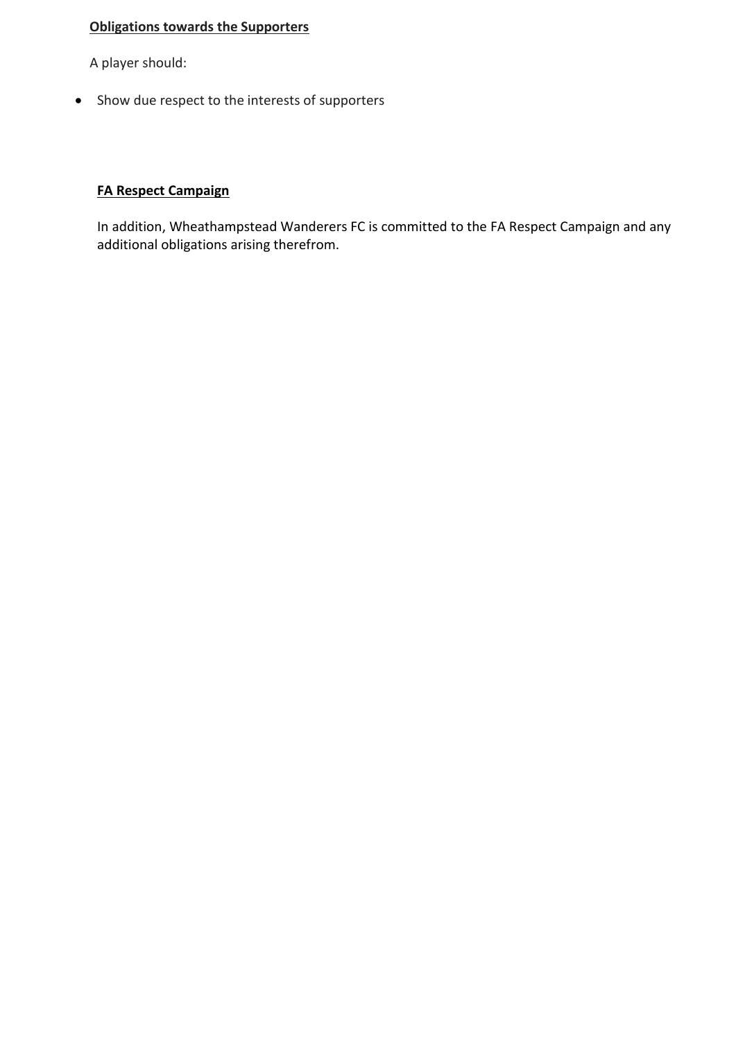**Obligations towards the Supporters**

A player should:

- Show due respect to the interests of supporters

**FA Respect Campaign**

In addition, Wheathampstead Wanderers FC is committed to the FA Respect Campaign and any additional obligations arising therefrom.